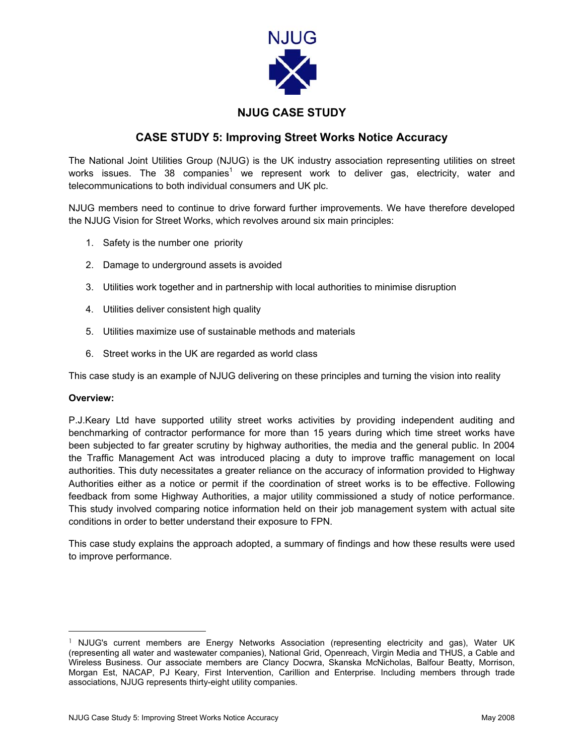NJUG

## NJUG CASE STUDY

# CASE STUDY 5: Improving Street Works Notice Accuracy

The National Joint Utilities Group (NJUG) is the UK industry association representing utilities on street works issues. The 38 companies[1] we represent work to deliver gas, electricity, water and telecommunications to both individual consumers and UK plc.

NJUG members need to continue to drive forward further improvements. We have therefore developed the NJUG Vision for Street Works, which revolves around six main principles:

1. Safety is the number one priority
2. Damage to underground assets is avoided
3. Utilities work together and in partnership with local authorities to minimise disruption
4. Utilities deliver consistent high quality
5. Utilities maximize use of sustainable methods and materials
6. Street works in the UK are regarded as world class

This case study is an example of NJUG delivering on these principles and turning the vision into reality

**Overview:**

P.J.Keary Ltd have supported utility street works activities by providing independent auditing and benchmarking of contractor performance for more than 15 years during which time street works have been subjected to far greater scrutiny by highway authorities, the media and the general public. In 2004 the Traffic Management Act was introduced placing a duty to improve traffic management on local authorities. This duty necessitates a greater reliance on the accuracy of information provided to Highway Authorities either as a notice or permit if the coordination of street works is to be effective. Following feedback from some Highway Authorities, a major utility commissioned a study of notice performance. This study involved comparing notice information held on their job management system with actual site conditions in order to better understand their exposure to FPN.

This case study explains the approach adopted, a summary of findings and how these results were used to improve performance.

---

[1] NJUG's current members are Energy Networks Association (representing electricity and gas), Water UK (representing all water and wastewater companies), National Grid, Openreach, Virgin Media and THUS, a Cable and Wireless Business. Our associate members are Clancy Docwra, Skanska McNicholas, Balfour Beatty, Morrison, Morgan Est, NACAP, PJ Keary, First Intervention, Carillion and Enterprise. Including members through trade associations, NJUG represents thirty-eight utility companies.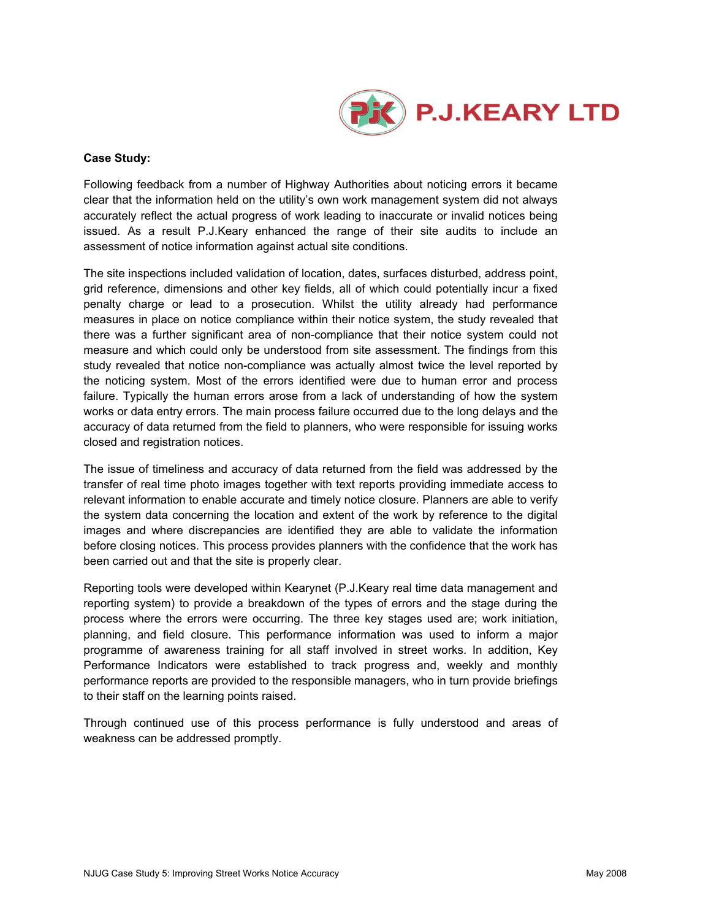**Case Study:**

Following feedback from a number of Highway Authorities about noticing errors it became clear that the information held on the utility's own work management system did not always accurately reflect the actual progress of work leading to inaccurate or invalid notices being issued. As a result P.J.Keary enhanced the range of their site audits to include an assessment of notice information against actual site conditions.

The site inspections included validation of location, dates, surfaces disturbed, address point, grid reference, dimensions and other key fields, all of which could potentially incur a fixed penalty charge or lead to a prosecution. Whilst the utility already had performance measures in place on notice compliance within their notice system, the study revealed that there was a further significant area of non-compliance that their notice system could not measure and which could only be understood from site assessment. The findings from this study revealed that notice non-compliance was actually almost twice the level reported by the noticing system. Most of the errors identified were due to human error and process failure. Typically the human errors arose from a lack of understanding of how the system works or data entry errors. The main process failure occurred due to the long delays and the accuracy of data returned from the field to planners, who were responsible for issuing works closed and registration notices.

The issue of timeliness and accuracy of data returned from the field was addressed by the transfer of real time photo images together with text reports providing immediate access to relevant information to enable accurate and timely notice closure. Planners are able to verify the system data concerning the location and extent of the work by reference to the digital images and where discrepancies are identified they are able to validate the information before closing notices. This process provides planners with the confidence that the work has been carried out and that the site is properly clear.

Reporting tools were developed within Kearynet (P.J.Keary real time data management and reporting system) to provide a breakdown of the types of errors and the stage during the process where the errors were occurring. The three key stages used are; work initiation, planning, and field closure. This performance information was used to inform a major programme of awareness training for all staff involved in street works. In addition, Key Performance Indicators were established to track progress and, weekly and monthly performance reports are provided to the responsible managers, who in turn provide briefings to their staff on the learning points raised.

Through continued use of this process performance is fully understood and areas of weakness can be addressed promptly.